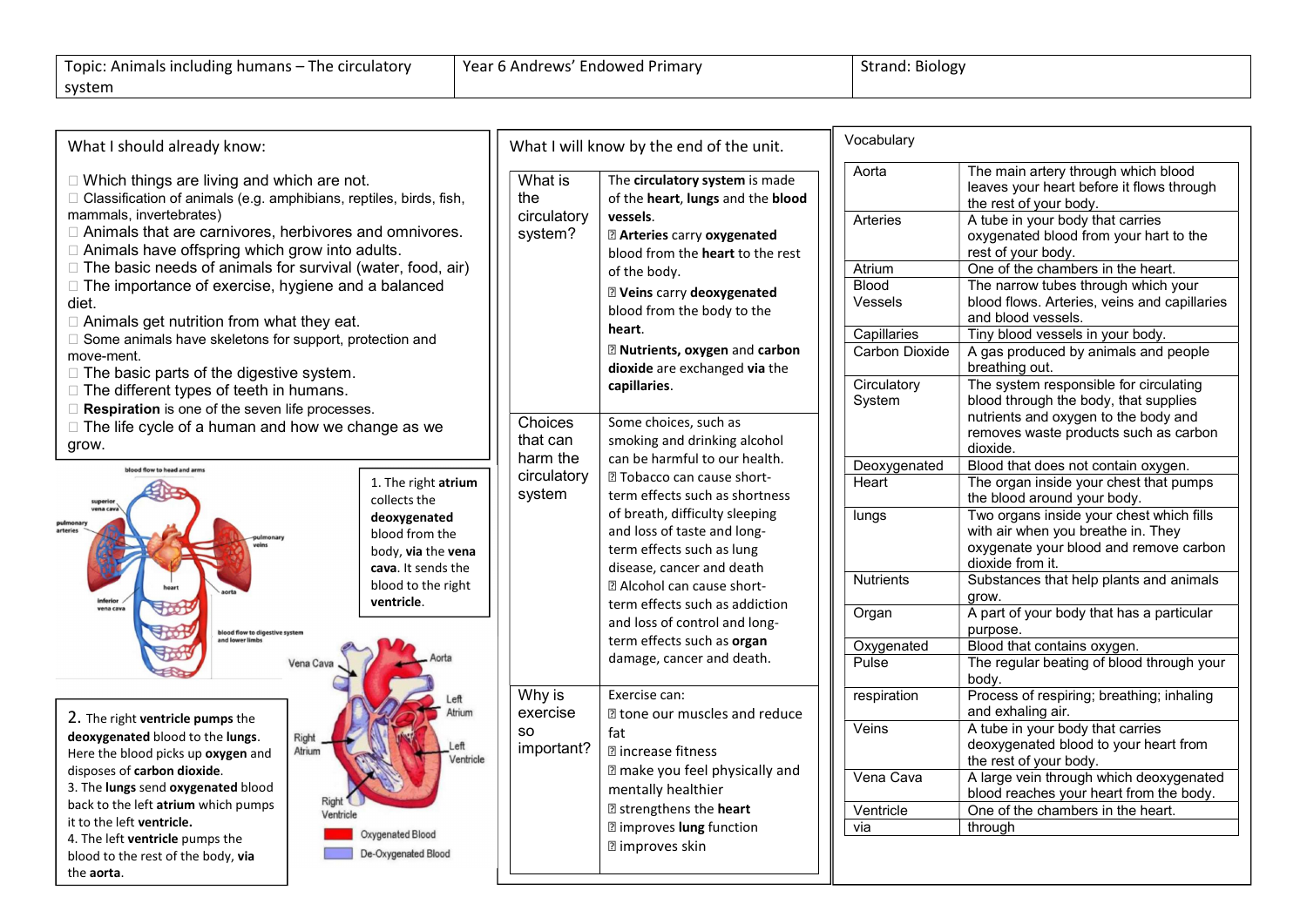| Topic: Animals including humans – The circulatory system | Year 6 Andrews' Endowed Primary | Strand: Biology |
|---|---|---|

## What I should already know:

- Which things are living and which are not.
- Classification of animals (e.g. amphibians, reptiles, birds, fish, mammals, invertebrates)
- Animals that are carnivores, herbivores and omnivores.
- Animals have offspring which grow into adults.
- The basic needs of animals for survival (water, food, air)
- The importance of exercise, hygiene and a balanced diet.
- Animals get nutrition from what they eat.
- Some animals have skeletons for support, protection and move-ment.
- The basic parts of the digestive system.
- The different types of teeth in humans.
- **Respiration** is one of the seven life processes.
- The life cycle of a human and how we change as we grow.

blood flow to head and arms
superior vena cava
pulmonary arteries
pulmonary veins
heart
aorta
inferior vena cava
blood flow to digestive system and lower limbs

1. The right **atrium** collects the **deoxygenated** blood from the body, **via** the **vena cava**. It sends the blood to the right **ventricle**.

2. The right **ventricle pumps** the **deoxygenated** blood to the **lungs**. Here the blood picks up **oxygen** and disposes of **carbon dioxide**.
3. The **lungs** send **oxygenated** blood back to the left **atrium** which pumps it to the left **ventricle.**
4. The left **ventricle** pumps the blood to the rest of the body, **via** the **aorta**.

Vena Cava
Aorta
Left Atrium
Left Ventricle
Right Atrium
Right Ventricle
Oxygenated Blood
De-Oxygenated Blood

## What I will know by the end of the unit.

| | |
|---|---|
| What is the circulatory system? | The **circulatory system** is made of the **heart**, **lungs** and the **blood vessels**.<br>• **Arteries** carry **oxygenated** blood from the **heart** to the rest of the body.<br>• **Veins** carry **deoxygenated** blood from the body to the **heart**.<br>• **Nutrients, oxygen** and **carbon dioxide** are exchanged **via** the **capillaries**. |
| Choices that can harm the circulatory system | Some choices, such as smoking and drinking alcohol can be harmful to our health.<br>• Tobacco can cause short-term effects such as shortness of breath, difficulty sleeping and loss of taste and long-term effects such as lung disease, cancer and death<br>• Alcohol can cause short-term effects such as addiction and loss of control and long-term effects such as **organ** damage, cancer and death. |
| Why is exercise so important? | Exercise can:<br>• tone our muscles and reduce fat<br>• increase fitness<br>• make you feel physically and mentally healthier<br>• strengthens the **heart**<br>• improves **lung** function<br>• improves skin |

## Vocabulary

| | |
|---|---|
| Aorta | The main artery through which blood leaves your heart before it flows through the rest of your body. |
| Arteries | A tube in your body that carries oxygenated blood from your hart to the rest of your body. |
| Atrium | One of the chambers in the heart. |
| Blood Vessels | The narrow tubes through which your blood flows. Arteries, veins and capillaries and blood vessels. |
| Capillaries | Tiny blood vessels in your body. |
| Carbon Dioxide | A gas produced by animals and people breathing out. |
| Circulatory System | The system responsible for circulating blood through the body, that supplies nutrients and oxygen to the body and removes waste products such as carbon dioxide. |
| Deoxygenated | Blood that does not contain oxygen. |
| Heart | The organ inside your chest that pumps the blood around your body. |
| lungs | Two organs inside your chest which fills with air when you breathe in. They oxygenate your blood and remove carbon dioxide from it. |
| Nutrients | Substances that help plants and animals grow. |
| Organ | A part of your body that has a particular purpose. |
| Oxygenated | Blood that contains oxygen. |
| Pulse | The regular beating of blood through your body. |
| respiration | Process of respiring; breathing; inhaling and exhaling air. |
| Veins | A tube in your body that carries deoxygenated blood to your heart from the rest of your body. |
| Vena Cava | A large vein through which deoxygenated blood reaches your heart from the body. |
| Ventricle | One of the chambers in the heart. |
| via | through |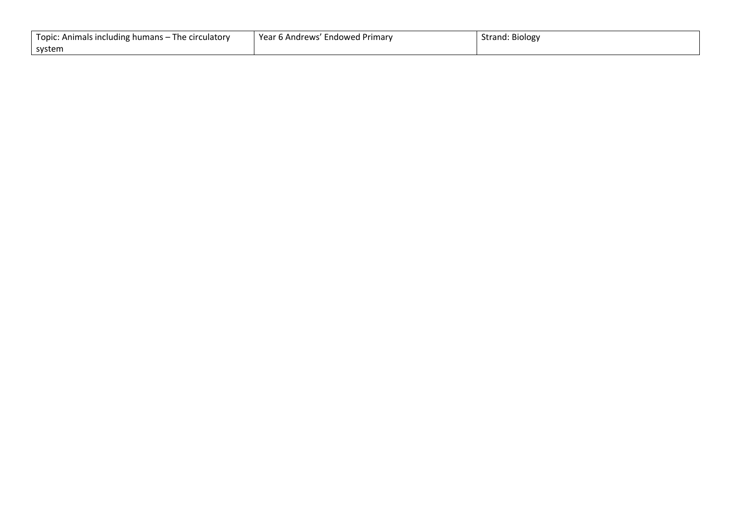| | | |
|---|---|---|
| Topic: Animals including humans – The circulatory system | Year 6 Andrews' Endowed Primary | Strand: Biology |